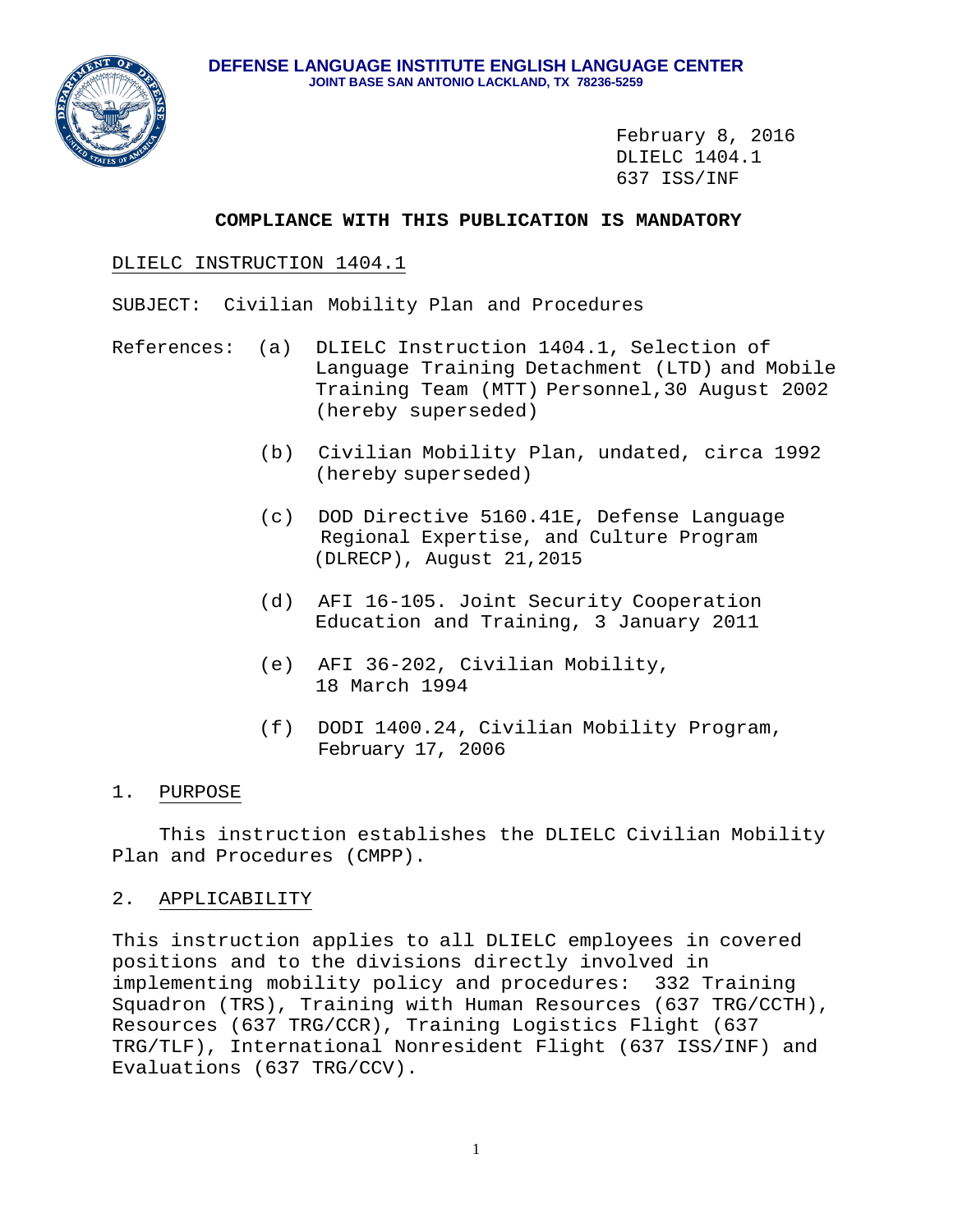**DEFENSE LANGUAGE INSTITUTE ENGLISH LANGUAGE CENTER**
**JOINT BASE SAN ANTONIO LACKLAND, TX 78236-5259**

February 8, 2016
DLIELC 1404.1
637 ISS/INF

**COMPLIANCE WITH THIS PUBLICATION IS MANDATORY**

DLIELC INSTRUCTION 1404.1

SUBJECT: Civilian Mobility Plan and Procedures

References:

(a) DLIELC Instruction 1404.1, Selection of Language Training Detachment (LTD) and Mobile Training Team (MTT) Personnel,30 August 2002 (hereby superseded)

(b) Civilian Mobility Plan, undated, circa 1992 (hereby superseded)

(c) DOD Directive 5160.41E, Defense Language Regional Expertise, and Culture Program (DLRECP), August 21,2015

(d) AFI 16-105. Joint Security Cooperation Education and Training, 3 January 2011

(e) AFI 36-202, Civilian Mobility, 18 March 1994

(f) DODI 1400.24, Civilian Mobility Program, February 17, 2006

## 1. PURPOSE

This instruction establishes the DLIELC Civilian Mobility Plan and Procedures (CMPP).

## 2. APPLICABILITY

This instruction applies to all DLIELC employees in covered positions and to the divisions directly involved in implementing mobility policy and procedures: 332 Training Squadron (TRS), Training with Human Resources (637 TRG/CCTH), Resources (637 TRG/CCR), Training Logistics Flight (637 TRG/TLF), International Nonresident Flight (637 ISS/INF) and Evaluations (637 TRG/CCV).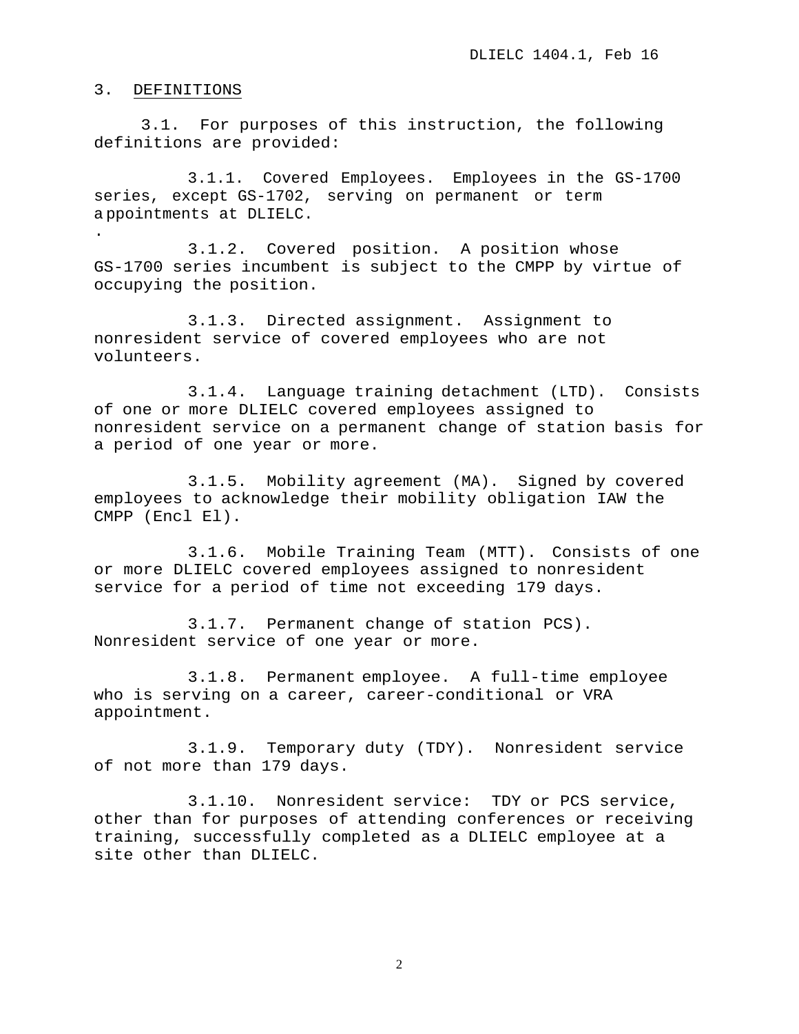## 3. DEFINITIONS

3.1. For purposes of this instruction, the following definitions are provided:

3.1.1. Covered Employees. Employees in the GS-1700 series, except GS-1702, serving on permanent or term appointments at DLIELC.
.

3.1.2. Covered position. A position whose GS-1700 series incumbent is subject to the CMPP by virtue of occupying the position.

3.1.3. Directed assignment. Assignment to nonresident service of covered employees who are not volunteers.

3.1.4. Language training detachment (LTD). Consists of one or more DLIELC covered employees assigned to nonresident service on a permanent change of station basis for a period of one year or more.

3.1.5. Mobility agreement (MA). Signed by covered employees to acknowledge their mobility obligation IAW the CMPP (Encl El).

3.1.6. Mobile Training Team (MTT). Consists of one or more DLIELC covered employees assigned to nonresident service for a period of time not exceeding 179 days.

3.1.7. Permanent change of station PCS). Nonresident service of one year or more.

3.1.8. Permanent employee. A full-time employee who is serving on a career, career-conditional or VRA appointment.

3.1.9. Temporary duty (TDY). Nonresident service of not more than 179 days.

3.1.10. Nonresident service: TDY or PCS service, other than for purposes of attending conferences or receiving training, successfully completed as a DLIELC employee at a site other than DLIELC.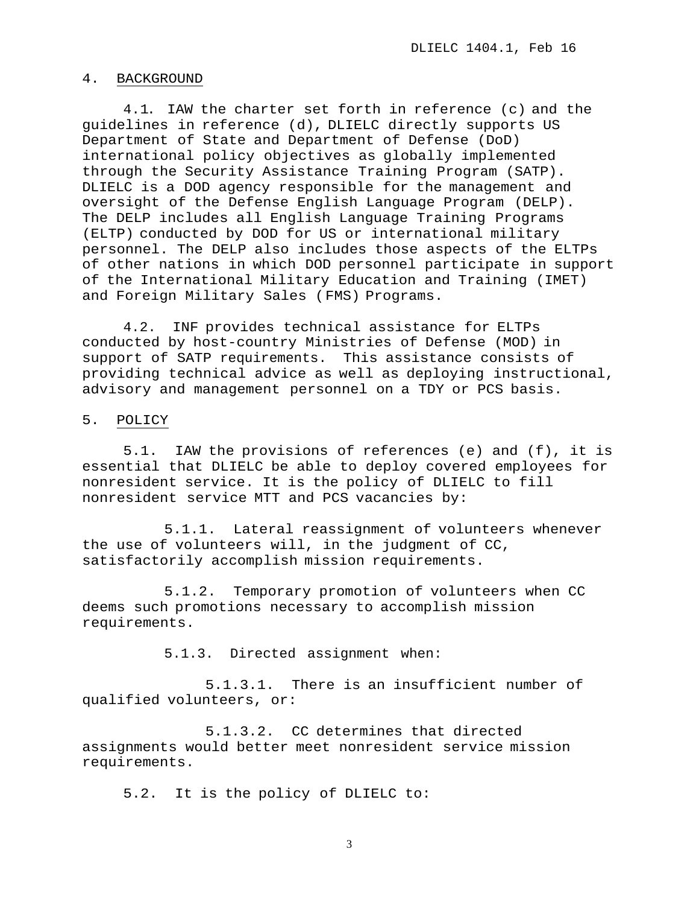## 4. BACKGROUND

4.1. IAW the charter set forth in reference (c) and the guidelines in reference (d), DLIELC directly supports US Department of State and Department of Defense (DoD) international policy objectives as globally implemented through the Security Assistance Training Program (SATP). DLIELC is a DOD agency responsible for the management and oversight of the Defense English Language Program (DELP). The DELP includes all English Language Training Programs (ELTP) conducted by DOD for US or international military personnel. The DELP also includes those aspects of the ELTPs of other nations in which DOD personnel participate in support of the International Military Education and Training (IMET) and Foreign Military Sales (FMS) Programs.

4.2. INF provides technical assistance for ELTPs conducted by host-country Ministries of Defense (MOD) in support of SATP requirements. This assistance consists of providing technical advice as well as deploying instructional, advisory and management personnel on a TDY or PCS basis.

## 5. POLICY

5.1. IAW the provisions of references (e) and (f), it is essential that DLIELC be able to deploy covered employees for nonresident service. It is the policy of DLIELC to fill nonresident service MTT and PCS vacancies by:

5.1.1. Lateral reassignment of volunteers whenever the use of volunteers will, in the judgment of CC, satisfactorily accomplish mission requirements.

5.1.2. Temporary promotion of volunteers when CC deems such promotions necessary to accomplish mission requirements.

5.1.3. Directed assignment when:

5.1.3.1. There is an insufficient number of qualified volunteers, or:

5.1.3.2. CC determines that directed assignments would better meet nonresident service mission requirements.

5.2. It is the policy of DLIELC to: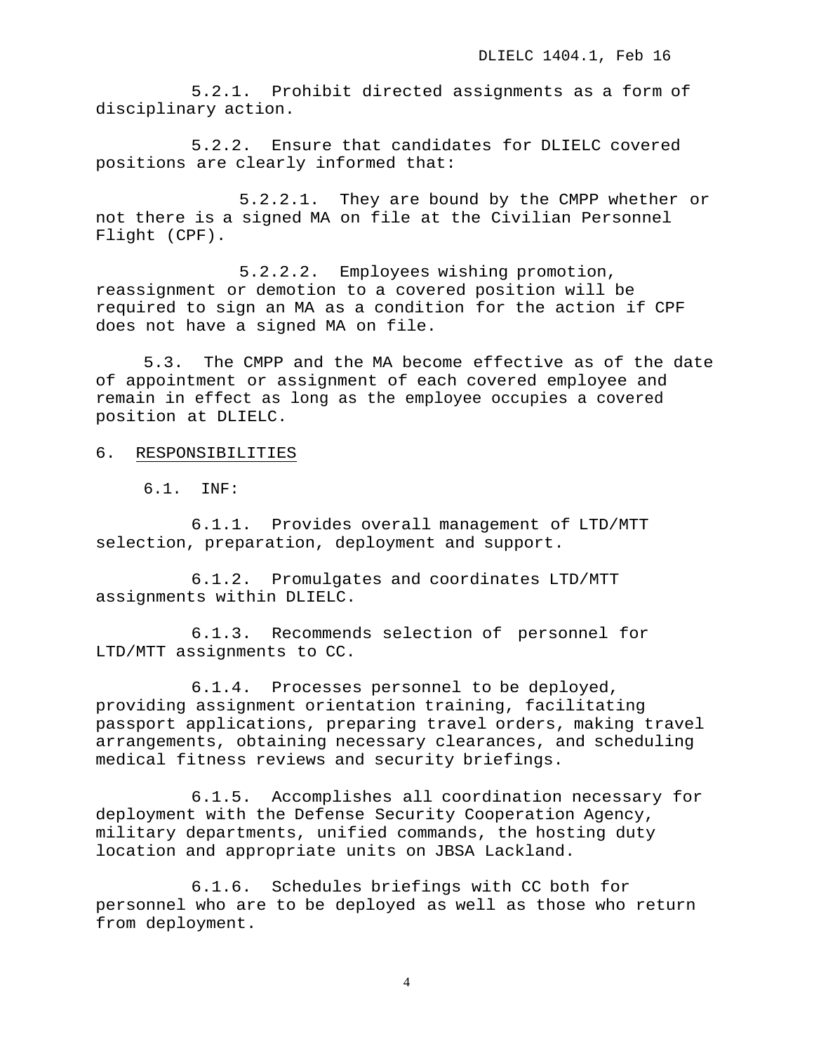5.2.1. Prohibit directed assignments as a form of disciplinary action.

5.2.2. Ensure that candidates for DLIELC covered positions are clearly informed that:

5.2.2.1. They are bound by the CMPP whether or not there is a signed MA on file at the Civilian Personnel Flight (CPF).

5.2.2.2. Employees wishing promotion, reassignment or demotion to a covered position will be required to sign an MA as a condition for the action if CPF does not have a signed MA on file.

5.3. The CMPP and the MA become effective as of the date of appointment or assignment of each covered employee and remain in effect as long as the employee occupies a covered position at DLIELC.

## 6. RESPONSIBILITIES

6.1. INF:

6.1.1. Provides overall management of LTD/MTT selection, preparation, deployment and support.

6.1.2. Promulgates and coordinates LTD/MTT assignments within DLIELC.

6.1.3. Recommends selection of personnel for LTD/MTT assignments to CC.

6.1.4. Processes personnel to be deployed, providing assignment orientation training, facilitating passport applications, preparing travel orders, making travel arrangements, obtaining necessary clearances, and scheduling medical fitness reviews and security briefings.

6.1.5. Accomplishes all coordination necessary for deployment with the Defense Security Cooperation Agency, military departments, unified commands, the hosting duty location and appropriate units on JBSA Lackland.

6.1.6. Schedules briefings with CC both for personnel who are to be deployed as well as those who return from deployment.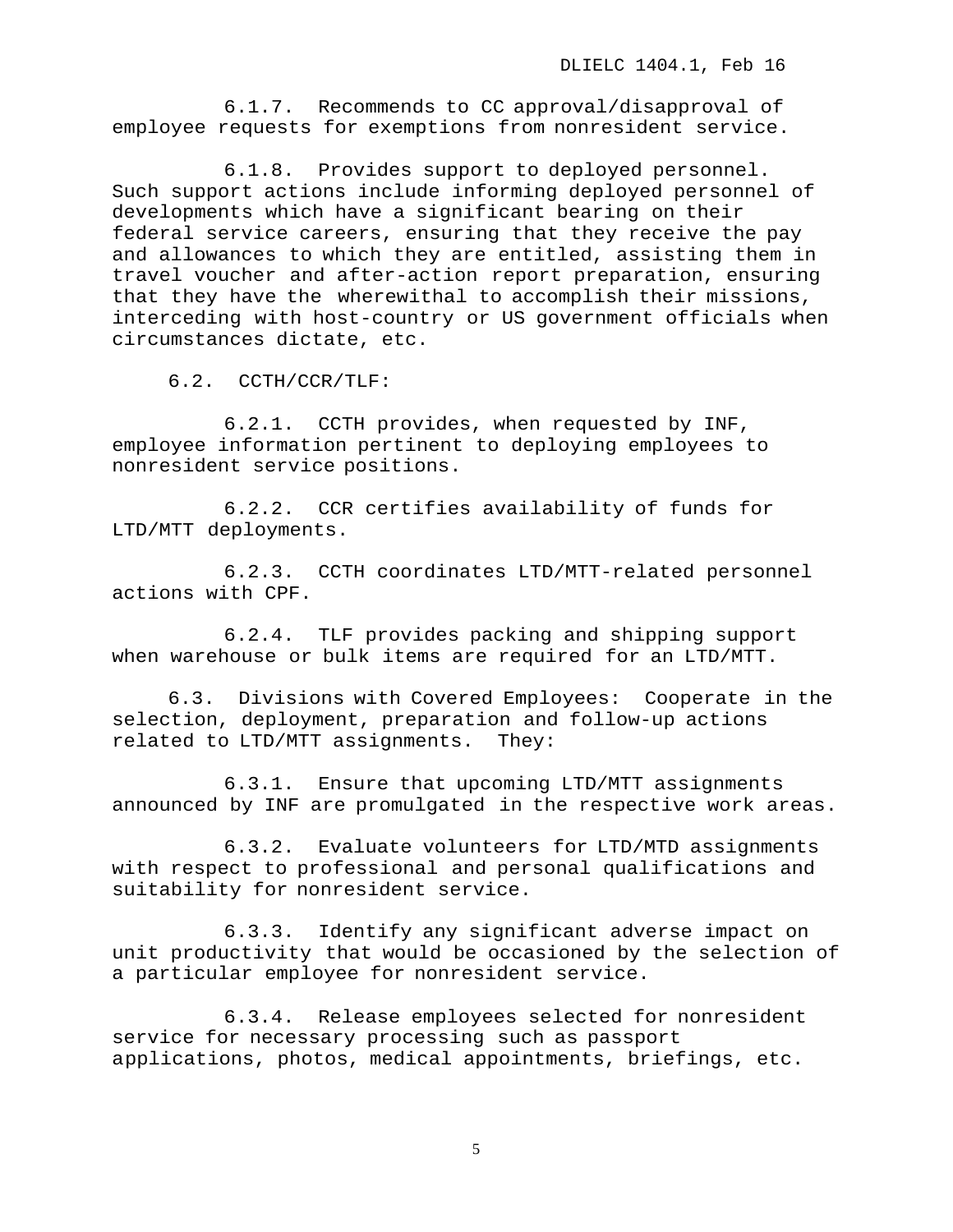6.1.7. Recommends to CC approval/disapproval of employee requests for exemptions from nonresident service.

6.1.8. Provides support to deployed personnel. Such support actions include informing deployed personnel of developments which have a significant bearing on their federal service careers, ensuring that they receive the pay and allowances to which they are entitled, assisting them in travel voucher and after-action report preparation, ensuring that they have the wherewithal to accomplish their missions, interceding with host-country or US government officials when circumstances dictate, etc.

6.2. CCTH/CCR/TLF:

6.2.1. CCTH provides, when requested by INF, employee information pertinent to deploying employees to nonresident service positions.

6.2.2. CCR certifies availability of funds for LTD/MTT deployments.

6.2.3. CCTH coordinates LTD/MTT-related personnel actions with CPF.

6.2.4. TLF provides packing and shipping support when warehouse or bulk items are required for an LTD/MTT.

6.3. Divisions with Covered Employees: Cooperate in the selection, deployment, preparation and follow-up actions related to LTD/MTT assignments. They:

6.3.1. Ensure that upcoming LTD/MTT assignments announced by INF are promulgated in the respective work areas.

6.3.2. Evaluate volunteers for LTD/MTD assignments with respect to professional and personal qualifications and suitability for nonresident service.

6.3.3. Identify any significant adverse impact on unit productivity that would be occasioned by the selection of a particular employee for nonresident service.

6.3.4. Release employees selected for nonresident service for necessary processing such as passport applications, photos, medical appointments, briefings, etc.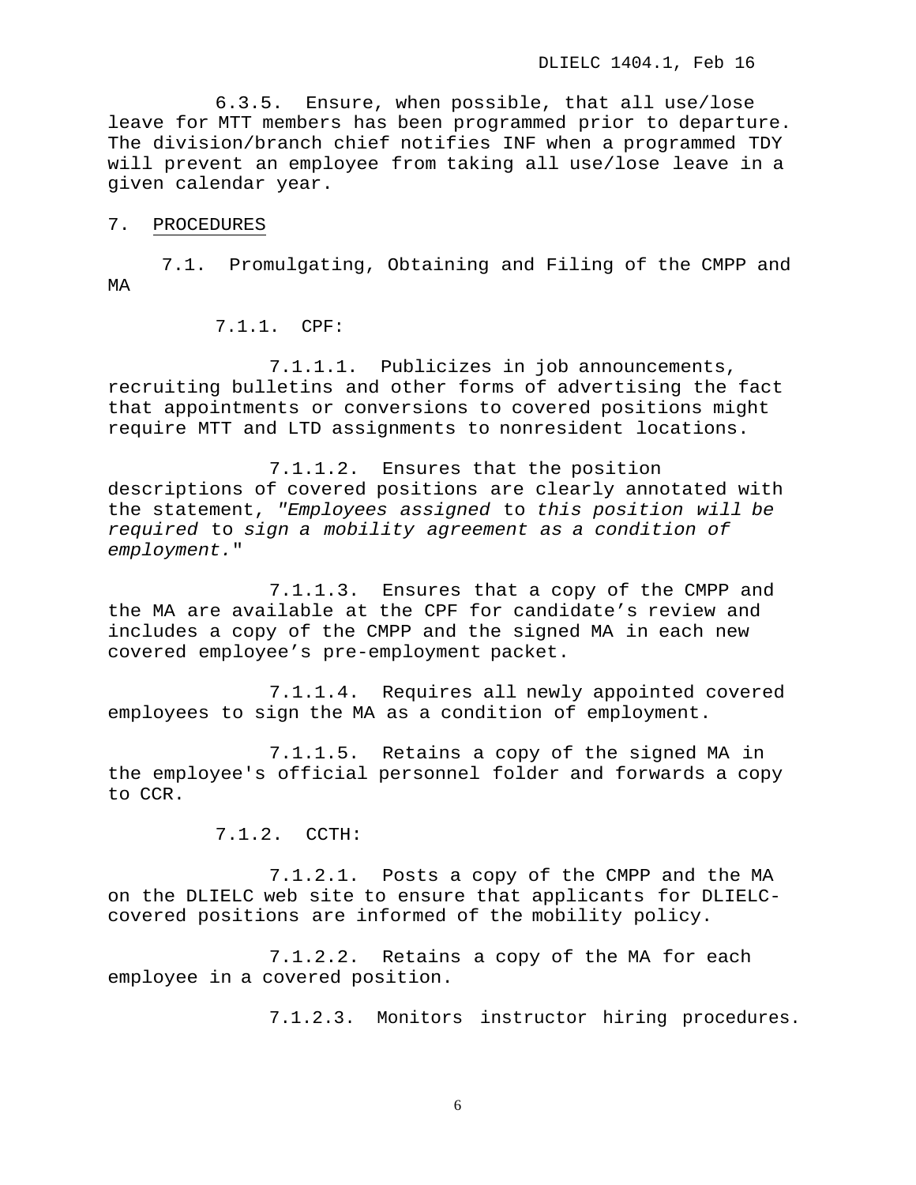6.3.5. Ensure, when possible, that all use/lose leave for MTT members has been programmed prior to departure. The division/branch chief notifies INF when a programmed TDY will prevent an employee from taking all use/lose leave in a given calendar year.

7. PROCEDURES

7.1. Promulgating, Obtaining and Filing of the CMPP and MA

7.1.1. CPF:

7.1.1.1. Publicizes in job announcements, recruiting bulletins and other forms of advertising the fact that appointments or conversions to covered positions might require MTT and LTD assignments to nonresident locations.

7.1.1.2. Ensures that the position descriptions of covered positions are clearly annotated with the statement, *"Employees assigned* to *this position will be required* to *sign a mobility agreement as a condition of employment.*"

7.1.1.3. Ensures that a copy of the CMPP and the MA are available at the CPF for candidate's review and includes a copy of the CMPP and the signed MA in each new covered employee's pre-employment packet.

7.1.1.4. Requires all newly appointed covered employees to sign the MA as a condition of employment.

7.1.1.5. Retains a copy of the signed MA in the employee's official personnel folder and forwards a copy to CCR.

7.1.2. CCTH:

7.1.2.1. Posts a copy of the CMPP and the MA on the DLIELC web site to ensure that applicants for DLIELC-covered positions are informed of the mobility policy.

7.1.2.2. Retains a copy of the MA for each employee in a covered position.

7.1.2.3. Monitors instructor hiring procedures.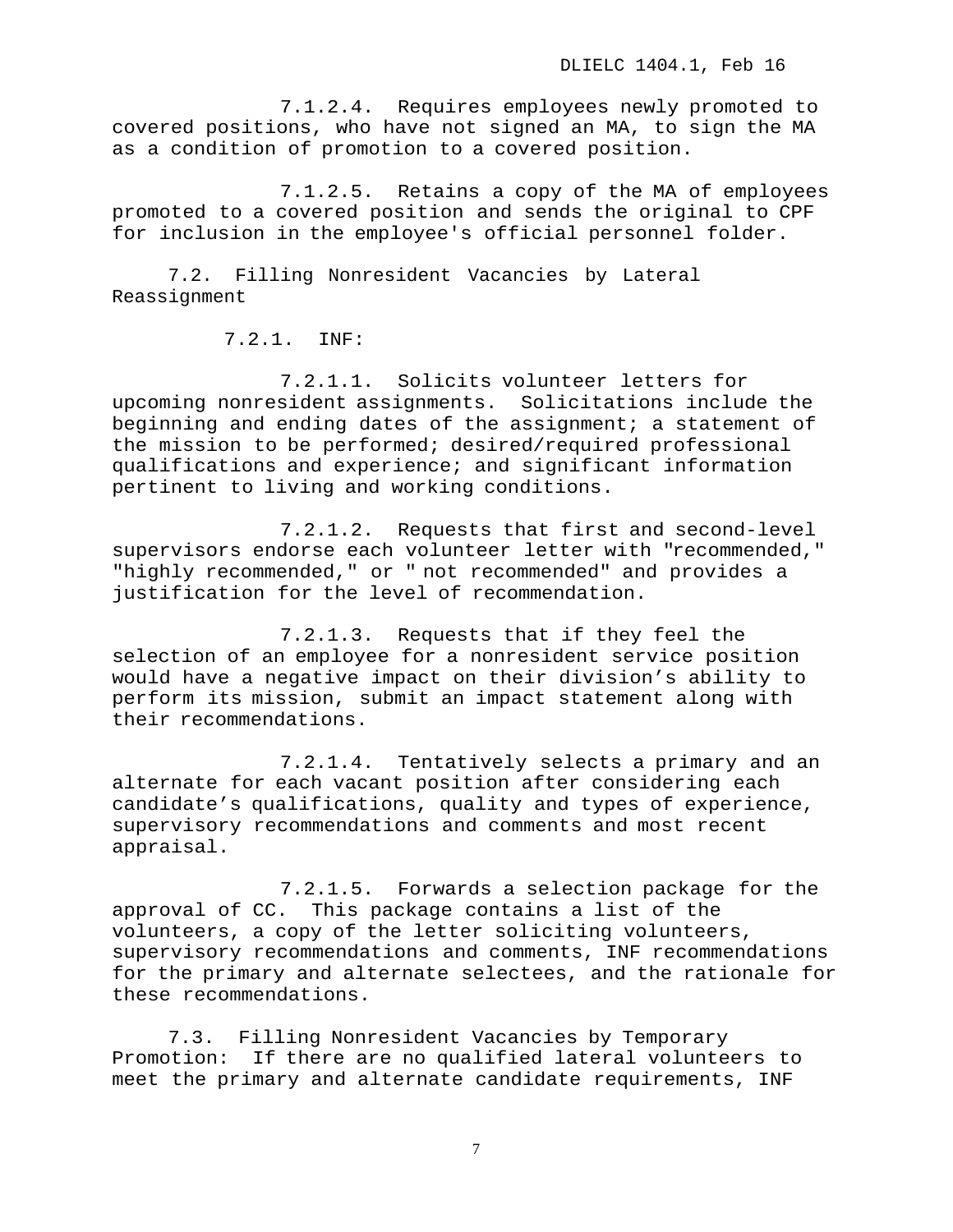7.1.2.4. Requires employees newly promoted to covered positions, who have not signed an MA, to sign the MA as a condition of promotion to a covered position.

7.1.2.5. Retains a copy of the MA of employees promoted to a covered position and sends the original to CPF for inclusion in the employee's official personnel folder.

7.2. Filling Nonresident Vacancies by Lateral Reassignment

7.2.1. INF:

7.2.1.1. Solicits volunteer letters for upcoming nonresident assignments. Solicitations include the beginning and ending dates of the assignment; a statement of the mission to be performed; desired/required professional qualifications and experience; and significant information pertinent to living and working conditions.

7.2.1.2. Requests that first and second-level supervisors endorse each volunteer letter with "recommended," "highly recommended," or " not recommended" and provides a justification for the level of recommendation.

7.2.1.3. Requests that if they feel the selection of an employee for a nonresident service position would have a negative impact on their division's ability to perform its mission, submit an impact statement along with their recommendations.

7.2.1.4. Tentatively selects a primary and an alternate for each vacant position after considering each candidate's qualifications, quality and types of experience, supervisory recommendations and comments and most recent appraisal.

7.2.1.5. Forwards a selection package for the approval of CC. This package contains a list of the volunteers, a copy of the letter soliciting volunteers, supervisory recommendations and comments, INF recommendations for the primary and alternate selectees, and the rationale for these recommendations.

7.3. Filling Nonresident Vacancies by Temporary Promotion: If there are no qualified lateral volunteers to meet the primary and alternate candidate requirements, INF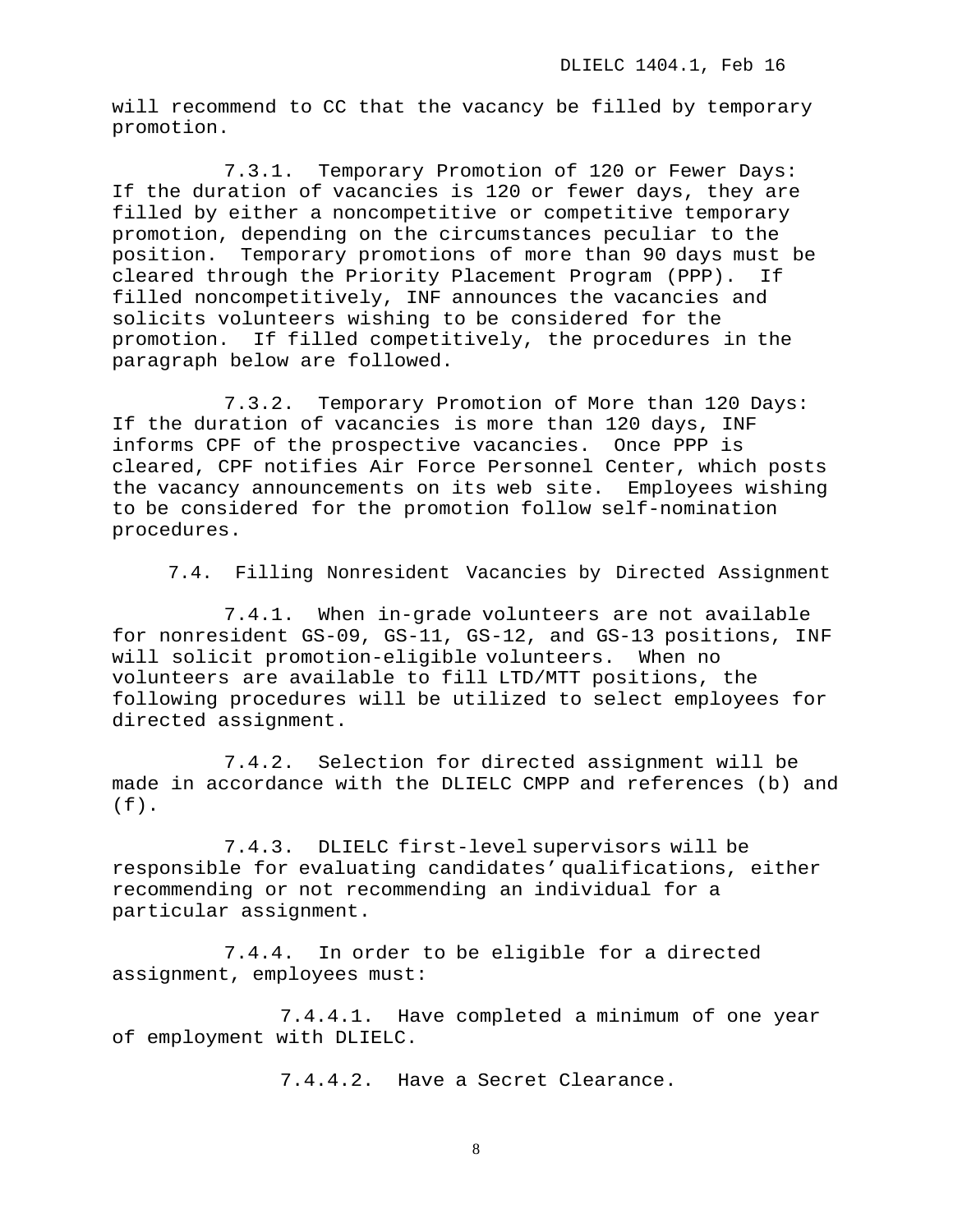will recommend to CC that the vacancy be filled by temporary promotion.

7.3.1. Temporary Promotion of 120 or Fewer Days: If the duration of vacancies is 120 or fewer days, they are filled by either a noncompetitive or competitive temporary promotion, depending on the circumstances peculiar to the position. Temporary promotions of more than 90 days must be cleared through the Priority Placement Program (PPP). If filled noncompetitively, INF announces the vacancies and solicits volunteers wishing to be considered for the promotion. If filled competitively, the procedures in the paragraph below are followed.

7.3.2. Temporary Promotion of More than 120 Days: If the duration of vacancies is more than 120 days, INF informs CPF of the prospective vacancies. Once PPP is cleared, CPF notifies Air Force Personnel Center, which posts the vacancy announcements on its web site. Employees wishing to be considered for the promotion follow self-nomination procedures.

7.4. Filling Nonresident Vacancies by Directed Assignment

7.4.1. When in-grade volunteers are not available for nonresident GS-09, GS-11, GS-12, and GS-13 positions, INF will solicit promotion-eligible volunteers. When no volunteers are available to fill LTD/MTT positions, the following procedures will be utilized to select employees for directed assignment.

7.4.2. Selection for directed assignment will be made in accordance with the DLIELC CMPP and references (b) and (f).

7.4.3. DLIELC first-level supervisors will be responsible for evaluating candidates' qualifications, either recommending or not recommending an individual for a particular assignment.

7.4.4. In order to be eligible for a directed assignment, employees must:

7.4.4.1. Have completed a minimum of one year of employment with DLIELC.

7.4.4.2. Have a Secret Clearance.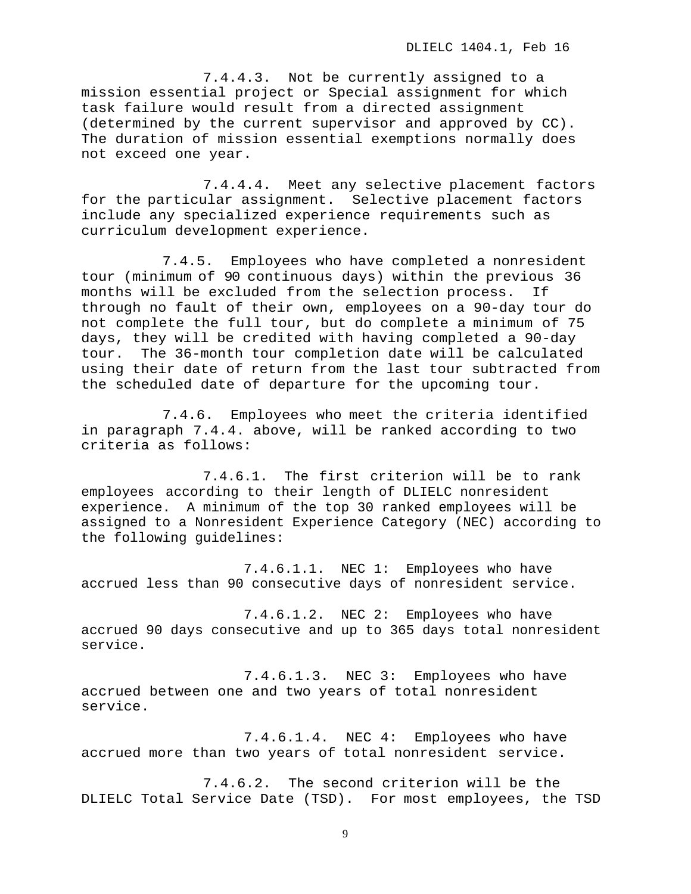7.4.4.3. Not be currently assigned to a mission essential project or Special assignment for which task failure would result from a directed assignment (determined by the current supervisor and approved by CC). The duration of mission essential exemptions normally does not exceed one year.

7.4.4.4. Meet any selective placement factors for the particular assignment. Selective placement factors include any specialized experience requirements such as curriculum development experience.

7.4.5. Employees who have completed a nonresident tour (minimum of 90 continuous days) within the previous 36 months will be excluded from the selection process. If through no fault of their own, employees on a 90-day tour do not complete the full tour, but do complete a minimum of 75 days, they will be credited with having completed a 90-day tour. The 36-month tour completion date will be calculated using their date of return from the last tour subtracted from the scheduled date of departure for the upcoming tour.

7.4.6. Employees who meet the criteria identified in paragraph 7.4.4. above, will be ranked according to two criteria as follows:

7.4.6.1. The first criterion will be to rank employees according to their length of DLIELC nonresident experience. A minimum of the top 30 ranked employees will be assigned to a Nonresident Experience Category (NEC) according to the following guidelines:

7.4.6.1.1. NEC 1: Employees who have accrued less than 90 consecutive days of nonresident service.

7.4.6.1.2. NEC 2: Employees who have accrued 90 days consecutive and up to 365 days total nonresident service.

7.4.6.1.3. NEC 3: Employees who have accrued between one and two years of total nonresident service.

7.4.6.1.4. NEC 4: Employees who have accrued more than two years of total nonresident service.

7.4.6.2. The second criterion will be the DLIELC Total Service Date (TSD). For most employees, the TSD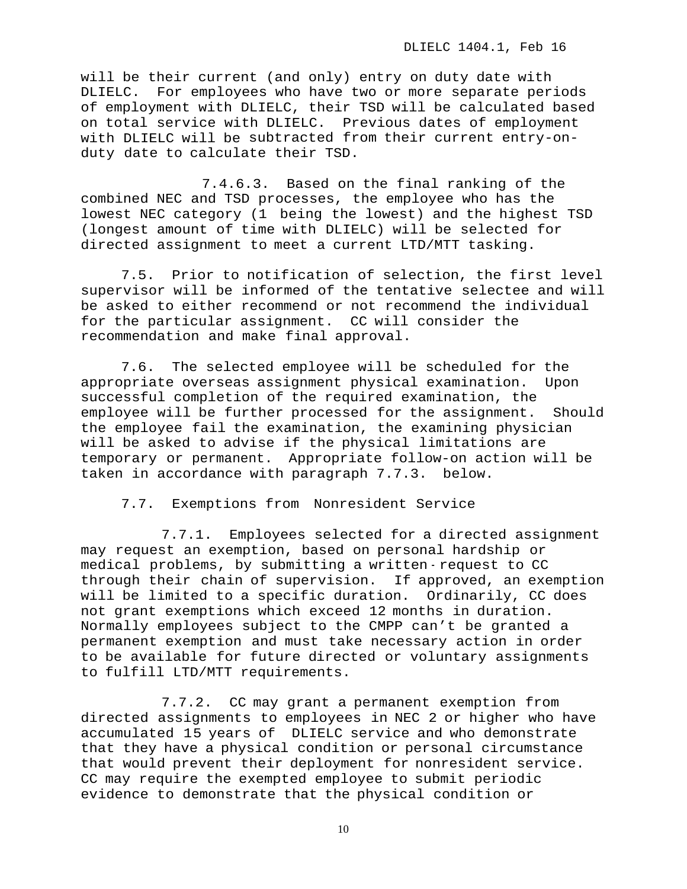will be their current (and only) entry on duty date with DLIELC. For employees who have two or more separate periods of employment with DLIELC, their TSD will be calculated based on total service with DLIELC. Previous dates of employment with DLIELC will be subtracted from their current entry-on-duty date to calculate their TSD.

7.4.6.3. Based on the final ranking of the combined NEC and TSD processes, the employee who has the lowest NEC category (1 being the lowest) and the highest TSD (longest amount of time with DLIELC) will be selected for directed assignment to meet a current LTD/MTT tasking.

7.5. Prior to notification of selection, the first level supervisor will be informed of the tentative selectee and will be asked to either recommend or not recommend the individual for the particular assignment. CC will consider the recommendation and make final approval.

7.6. The selected employee will be scheduled for the appropriate overseas assignment physical examination. Upon successful completion of the required examination, the employee will be further processed for the assignment. Should the employee fail the examination, the examining physician will be asked to advise if the physical limitations are temporary or permanent. Appropriate follow-on action will be taken in accordance with paragraph 7.7.3. below.

7.7. Exemptions from Nonresident Service

7.7.1. Employees selected for a directed assignment may request an exemption, based on personal hardship or medical problems, by submitting a written request to CC through their chain of supervision. If approved, an exemption will be limited to a specific duration. Ordinarily, CC does not grant exemptions which exceed 12 months in duration. Normally employees subject to the CMPP can't be granted a permanent exemption and must take necessary action in order to be available for future directed or voluntary assignments to fulfill LTD/MTT requirements.

7.7.2. CC may grant a permanent exemption from directed assignments to employees in NEC 2 or higher who have accumulated 15 years of DLIELC service and who demonstrate that they have a physical condition or personal circumstance that would prevent their deployment for nonresident service. CC may require the exempted employee to submit periodic evidence to demonstrate that the physical condition or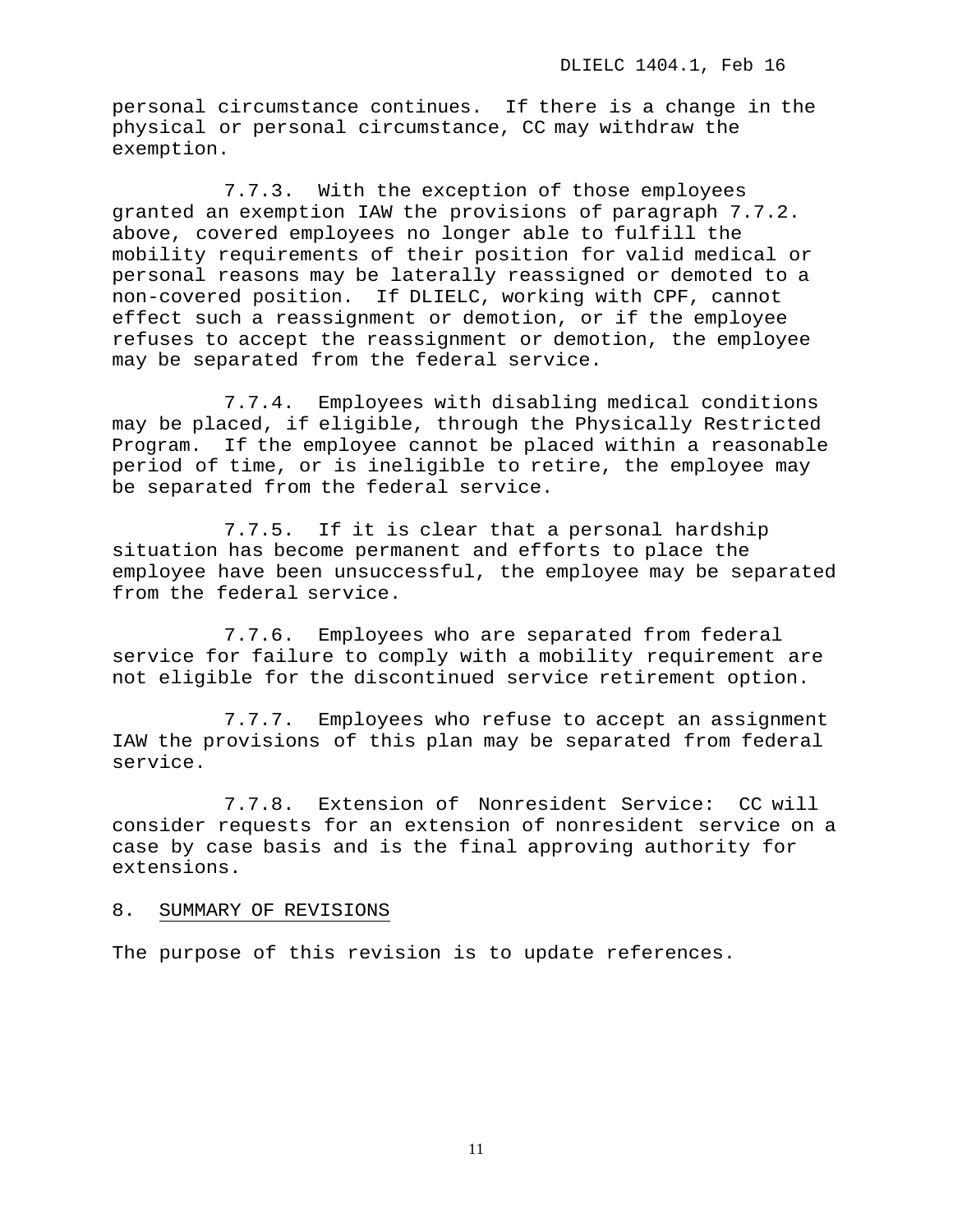personal circumstance continues. If there is a change in the physical or personal circumstance, CC may withdraw the exemption.

7.7.3. With the exception of those employees granted an exemption IAW the provisions of paragraph 7.7.2. above, covered employees no longer able to fulfill the mobility requirements of their position for valid medical or personal reasons may be laterally reassigned or demoted to a non-covered position. If DLIELC, working with CPF, cannot effect such a reassignment or demotion, or if the employee refuses to accept the reassignment or demotion, the employee may be separated from the federal service.

7.7.4. Employees with disabling medical conditions may be placed, if eligible, through the Physically Restricted Program. If the employee cannot be placed within a reasonable period of time, or is ineligible to retire, the employee may be separated from the federal service.

7.7.5. If it is clear that a personal hardship situation has become permanent and efforts to place the employee have been unsuccessful, the employee may be separated from the federal service.

7.7.6. Employees who are separated from federal service for failure to comply with a mobility requirement are not eligible for the discontinued service retirement option.

7.7.7. Employees who refuse to accept an assignment IAW the provisions of this plan may be separated from federal service.

7.7.8. Extension of Nonresident Service: CC will consider requests for an extension of nonresident service on a case by case basis and is the final approving authority for extensions.

## 8. SUMMARY OF REVISIONS

The purpose of this revision is to update references.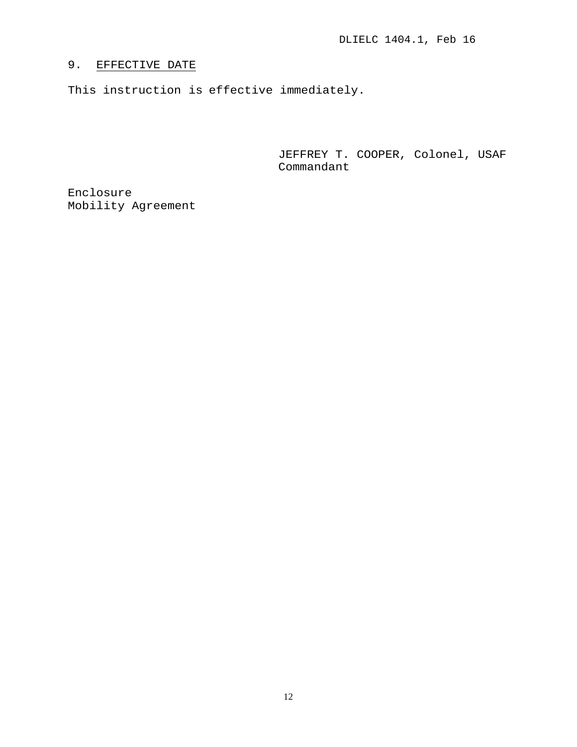## 9. EFFECTIVE DATE

This instruction is effective immediately.

JEFFREY T. COOPER, Colonel, USAF
Commandant

Enclosure
Mobility Agreement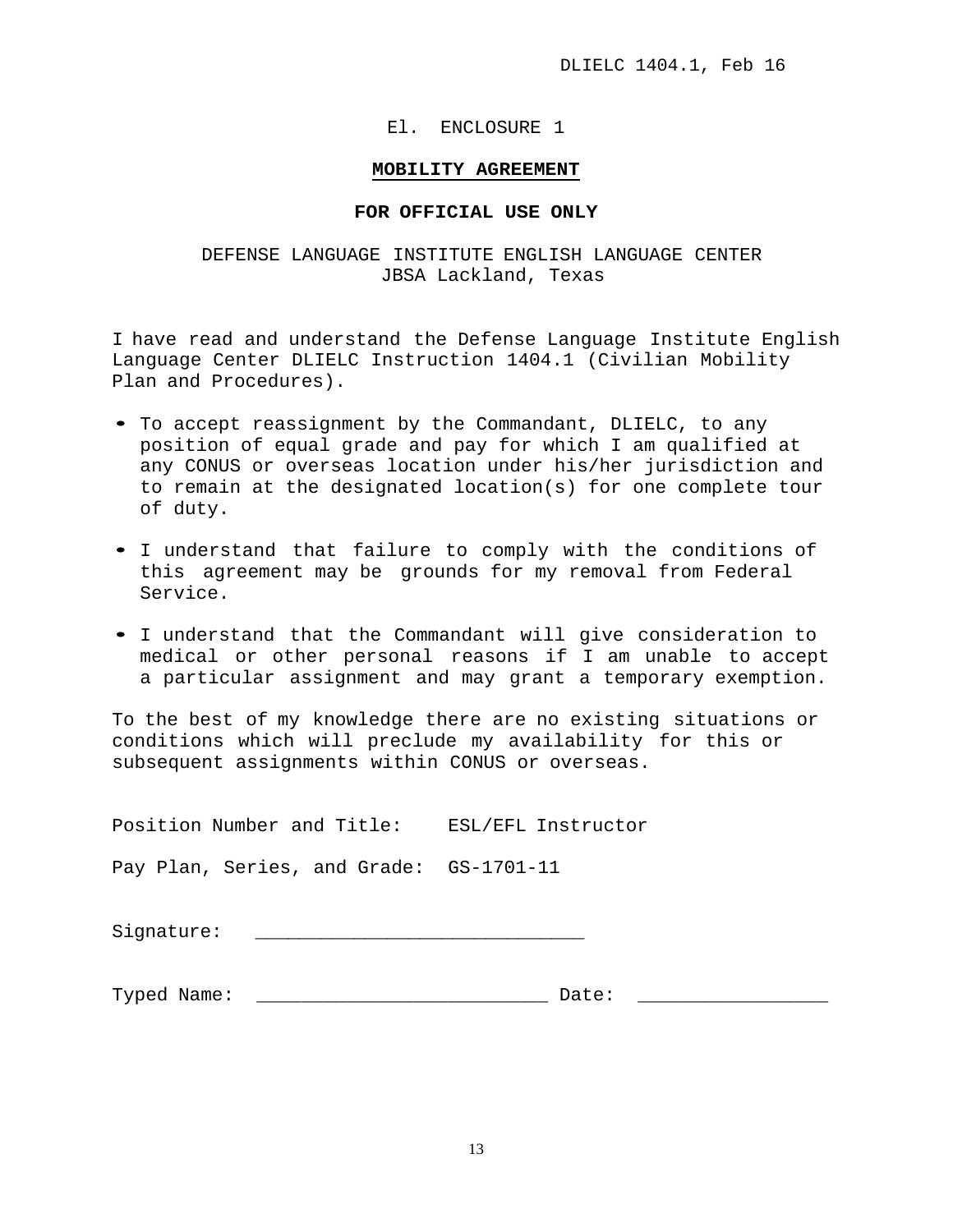El. ENCLOSURE 1

**MOBILITY AGREEMENT**

**FOR OFFICIAL USE ONLY**

DEFENSE LANGUAGE INSTITUTE ENGLISH LANGUAGE CENTER
JBSA Lackland, Texas

I have read and understand the Defense Language Institute English Language Center DLIELC Instruction 1404.1 (Civilian Mobility Plan and Procedures).

- To accept reassignment by the Commandant, DLIELC, to any position of equal grade and pay for which I am qualified at any CONUS or overseas location under his/her jurisdiction and to remain at the designated location(s) for one complete tour of duty.
- I understand that failure to comply with the conditions of this agreement may be grounds for my removal from Federal Service.
- I understand that the Commandant will give consideration to medical or other personal reasons if I am unable to accept a particular assignment and may grant a temporary exemption.

To the best of my knowledge there are no existing situations or conditions which will preclude my availability for this or subsequent assignments within CONUS or overseas.

Position Number and Title: ESL/EFL Instructor

Pay Plan, Series, and Grade: GS-1701-11

Signature: ______________________________

Typed Name: __________________________ Date: _________________